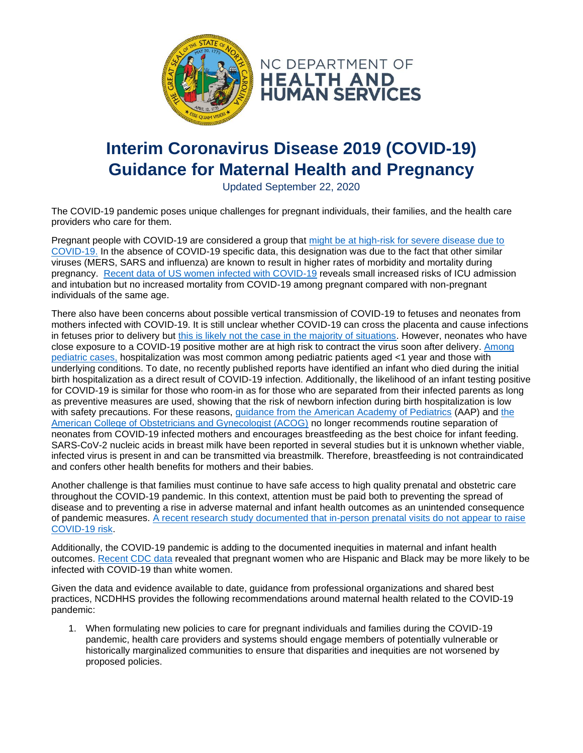# Interim Coronavirus Disease 2019 (COVID-19) Guidance for Maternal Health and Pregnancy

Updated September 22, 2020

The COVID-19 pandemic poses unique challenges for pregnant individuals, their families, and the health care providers who care for them.

Pregnant people with COVID-19 are considered a group that might be at high-risk for severe disease due to COVID-19. In the absence of COVID-19 specific data, this designation was due to the fact that other similar viruses (MERS, SARS and influenza) are known to result in higher rates of morbidity and mortality during pregnancy. Recent data of US women infected with COVID-19 reveals small increased risks of ICU admission and intubation but no increased mortality from COVID-19 among pregnant compared with non-pregnant individuals of the same age.

There also have been concerns about possible vertical transmission of COVID-19 to fetuses and neonates from mothers infected with COVID-19. It is still unclear whether COVID-19 can cross the placenta and cause infections in fetuses prior to delivery but this is likely not the case in the majority of situations. However, neonates who have close exposure to a COVID-19 positive mother are at high risk to contract the virus soon after delivery. Among pediatric cases, hospitalization was most common among pediatric patients aged <1 year and those with underlying conditions. To date, no recently published reports have identified an infant who died during the initial birth hospitalization as a direct result of COVID-19 infection. Additionally, the likelihood of an infant testing positive for COVID-19 is similar for those who room-in as for those who are separated from their infected parents as long as preventive measures are used, showing that the risk of newborn infection during birth hospitalization is low with safety precautions. For these reasons, guidance from the American Academy of Pediatrics (AAP) and the American College of Obstetricians and Gynecologist (ACOG) no longer recommends routine separation of neonates from COVID-19 infected mothers and encourages breastfeeding as the best choice for infant feeding. SARS-CoV-2 nucleic acids in breast milk have been reported in several studies but it is unknown whether viable, infected virus is present in and can be transmitted via breastmilk. Therefore, breastfeeding is not contraindicated and confers other health benefits for mothers and their babies.

Another challenge is that families must continue to have safe access to high quality prenatal and obstetric care throughout the COVID-19 pandemic. In this context, attention must be paid both to preventing the spread of disease and to preventing a rise in adverse maternal and infant health outcomes as an unintended consequence of pandemic measures. A recent research study documented that in-person prenatal visits do not appear to raise COVID-19 risk.

Additionally, the COVID-19 pandemic is adding to the documented inequities in maternal and infant health outcomes. Recent CDC data revealed that pregnant women who are Hispanic and Black may be more likely to be infected with COVID-19 than white women.

Given the data and evidence available to date, guidance from professional organizations and shared best practices, NCDHHS provides the following recommendations around maternal health related to the COVID-19 pandemic:

1. When formulating new policies to care for pregnant individuals and families during the COVID-19 pandemic, health care providers and systems should engage members of potentially vulnerable or historically marginalized communities to ensure that disparities and inequities are not worsened by proposed policies.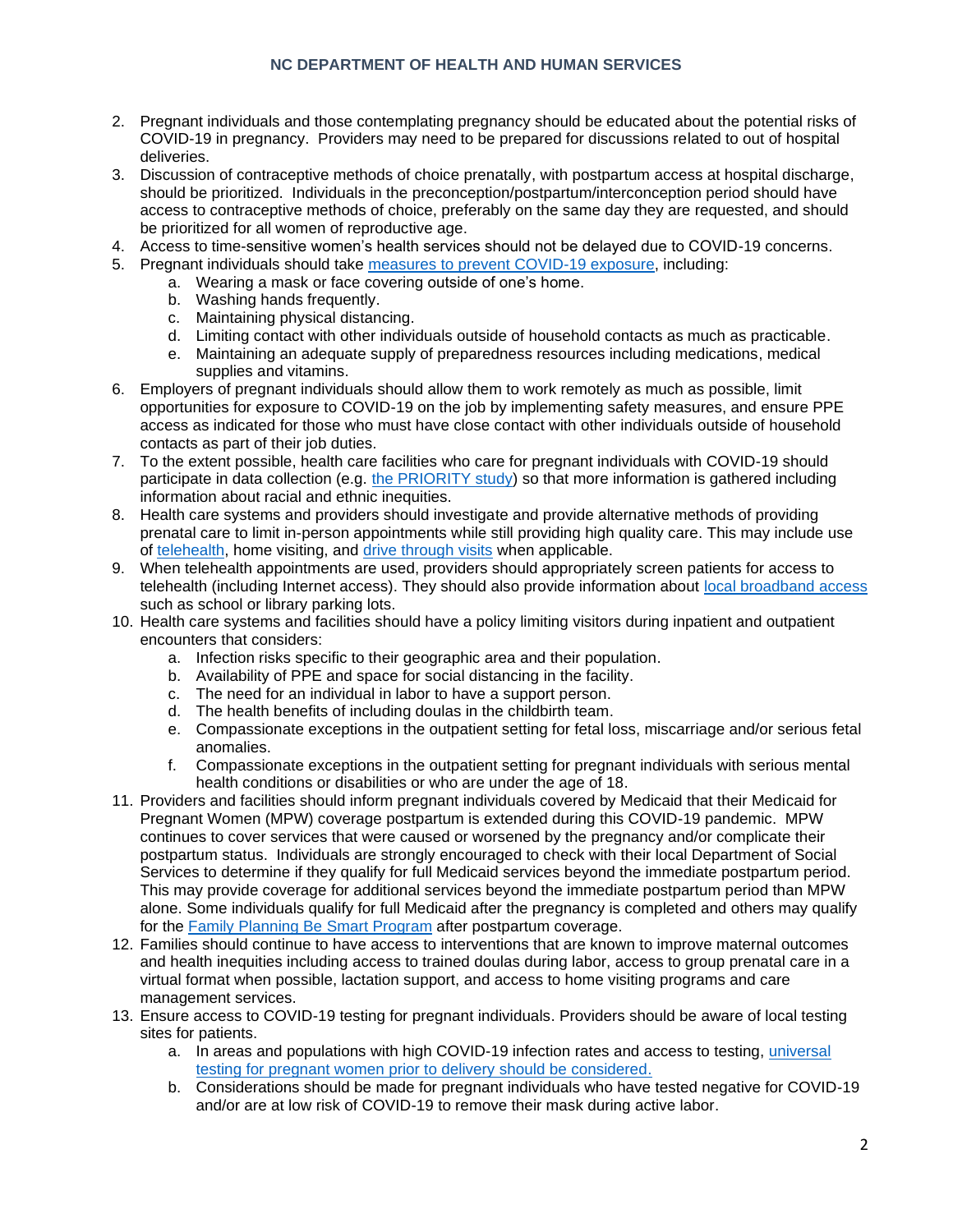2. Pregnant individuals and those contemplating pregnancy should be educated about the potential risks of COVID-19 in pregnancy. Providers may need to be prepared for discussions related to out of hospital deliveries.
3. Discussion of contraceptive methods of choice prenatally, with postpartum access at hospital discharge, should be prioritized. Individuals in the preconception/postpartum/interconception period should have access to contraceptive methods of choice, preferably on the same day they are requested, and should be prioritized for all women of reproductive age.
4. Access to time-sensitive women's health services should not be delayed due to COVID-19 concerns.
5. Pregnant individuals should take measures to prevent COVID-19 exposure, including:
    a. Wearing a mask or face covering outside of one's home.
    b. Washing hands frequently.
    c. Maintaining physical distancing.
    d. Limiting contact with other individuals outside of household contacts as much as practicable.
    e. Maintaining an adequate supply of preparedness resources including medications, medical supplies and vitamins.
6. Employers of pregnant individuals should allow them to work remotely as much as possible, limit opportunities for exposure to COVID-19 on the job by implementing safety measures, and ensure PPE access as indicated for those who must have close contact with other individuals outside of household contacts as part of their job duties.
7. To the extent possible, health care facilities who care for pregnant individuals with COVID-19 should participate in data collection (e.g. the PRIORITY study) so that more information is gathered including information about racial and ethnic inequities.
8. Health care systems and providers should investigate and provide alternative methods of providing prenatal care to limit in-person appointments while still providing high quality care. This may include use of telehealth, home visiting, and drive through visits when applicable.
9. When telehealth appointments are used, providers should appropriately screen patients for access to telehealth (including Internet access). They should also provide information about local broadband access such as school or library parking lots.
10. Health care systems and facilities should have a policy limiting visitors during inpatient and outpatient encounters that considers:
    a. Infection risks specific to their geographic area and their population.
    b. Availability of PPE and space for social distancing in the facility.
    c. The need for an individual in labor to have a support person.
    d. The health benefits of including doulas in the childbirth team.
    e. Compassionate exceptions in the outpatient setting for fetal loss, miscarriage and/or serious fetal anomalies.
    f. Compassionate exceptions in the outpatient setting for pregnant individuals with serious mental health conditions or disabilities or who are under the age of 18.
11. Providers and facilities should inform pregnant individuals covered by Medicaid that their Medicaid for Pregnant Women (MPW) coverage postpartum is extended during this COVID-19 pandemic. MPW continues to cover services that were caused or worsened by the pregnancy and/or complicate their postpartum status. Individuals are strongly encouraged to check with their local Department of Social Services to determine if they qualify for full Medicaid services beyond the immediate postpartum period. This may provide coverage for additional services beyond the immediate postpartum period than MPW alone. Some individuals qualify for full Medicaid after the pregnancy is completed and others may qualify for the Family Planning Be Smart Program after postpartum coverage.
12. Families should continue to have access to interventions that are known to improve maternal outcomes and health inequities including access to trained doulas during labor, access to group prenatal care in a virtual format when possible, lactation support, and access to home visiting programs and care management services.
13. Ensure access to COVID-19 testing for pregnant individuals. Providers should be aware of local testing sites for patients.
    a. In areas and populations with high COVID-19 infection rates and access to testing, universal testing for pregnant women prior to delivery should be considered.
    b. Considerations should be made for pregnant individuals who have tested negative for COVID-19 and/or are at low risk of COVID-19 to remove their mask during active labor.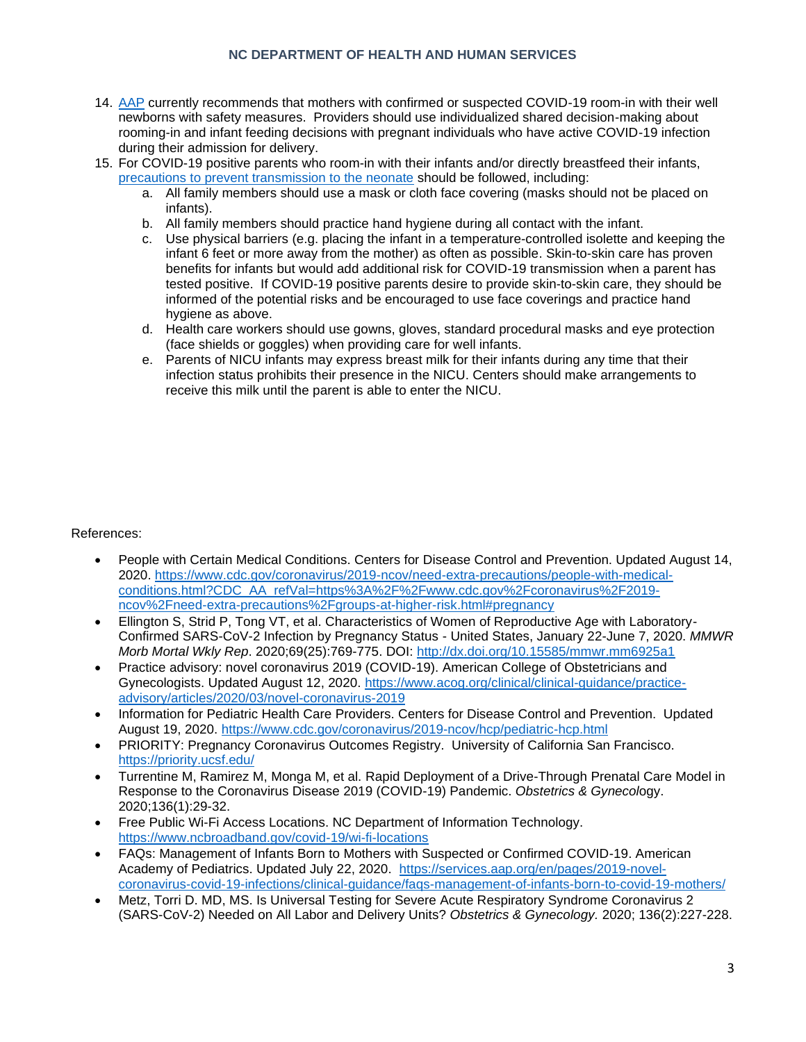14. [AAP](#) currently recommends that mothers with confirmed or suspected COVID-19 room-in with their well newborns with safety measures. Providers should use individualized shared decision-making about rooming-in and infant feeding decisions with pregnant individuals who have active COVID-19 infection during their admission for delivery.
15. For COVID-19 positive parents who room-in with their infants and/or directly breastfeed their infants, [precautions to prevent transmission to the neonate](#) should be followed, including:
    a. All family members should use a mask or cloth face covering (masks should not be placed on infants).
    b. All family members should practice hand hygiene during all contact with the infant.
    c. Use physical barriers (e.g. placing the infant in a temperature-controlled isolette and keeping the infant 6 feet or more away from the mother) as often as possible. Skin-to-skin care has proven benefits for infants but would add additional risk for COVID-19 transmission when a parent has tested positive. If COVID-19 positive parents desire to provide skin-to-skin care, they should be informed of the potential risks and be encouraged to use face coverings and practice hand hygiene as above.
    d. Health care workers should use gowns, gloves, standard procedural masks and eye protection (face shields or goggles) when providing care for well infants.
    e. Parents of NICU infants may express breast milk for their infants during any time that their infection status prohibits their presence in the NICU. Centers should make arrangements to receive this milk until the parent is able to enter the NICU.

References:

- People with Certain Medical Conditions. Centers for Disease Control and Prevention. Updated August 14, 2020. https://www.cdc.gov/coronavirus/2019-ncov/need-extra-precautions/people-with-medical-conditions.html?CDC_AA_refVal=https%3A%2F%2Fwww.cdc.gov%2Fcoronavirus%2F2019-ncov%2Fneed-extra-precautions%2Fgroups-at-higher-risk.html#pregnancy
- Ellington S, Strid P, Tong VT, et al. Characteristics of Women of Reproductive Age with Laboratory-Confirmed SARS-CoV-2 Infection by Pregnancy Status - United States, January 22-June 7, 2020. *MMWR Morb Mortal Wkly Rep*. 2020;69(25):769-775. DOI: http://dx.doi.org/10.15585/mmwr.mm6925a1
- Practice advisory: novel coronavirus 2019 (COVID-19). American College of Obstetricians and Gynecologists. Updated August 12, 2020. https://www.acog.org/clinical/clinical-guidance/practice-advisory/articles/2020/03/novel-coronavirus-2019
- Information for Pediatric Health Care Providers. Centers for Disease Control and Prevention. Updated August 19, 2020. https://www.cdc.gov/coronavirus/2019-ncov/hcp/pediatric-hcp.html
- PRIORITY: Pregnancy Coronavirus Outcomes Registry. University of California San Francisco. https://priority.ucsf.edu/
- Turrentine M, Ramirez M, Monga M, et al. Rapid Deployment of a Drive-Through Prenatal Care Model in Response to the Coronavirus Disease 2019 (COVID-19) Pandemic. *Obstetrics & Gynecol*ogy. 2020;136(1):29-32.
- Free Public Wi-Fi Access Locations. NC Department of Information Technology. https://www.ncbroadband.gov/covid-19/wi-fi-locations
- FAQs: Management of Infants Born to Mothers with Suspected or Confirmed COVID-19. American Academy of Pediatrics. Updated July 22, 2020. https://services.aap.org/en/pages/2019-novel-coronavirus-covid-19-infections/clinical-guidance/faqs-management-of-infants-born-to-covid-19-mothers/
- Metz, Torri D. MD, MS. Is Universal Testing for Severe Acute Respiratory Syndrome Coronavirus 2 (SARS-CoV-2) Needed on All Labor and Delivery Units? *Obstetrics & Gynecology.* 2020; 136(2):227-228.